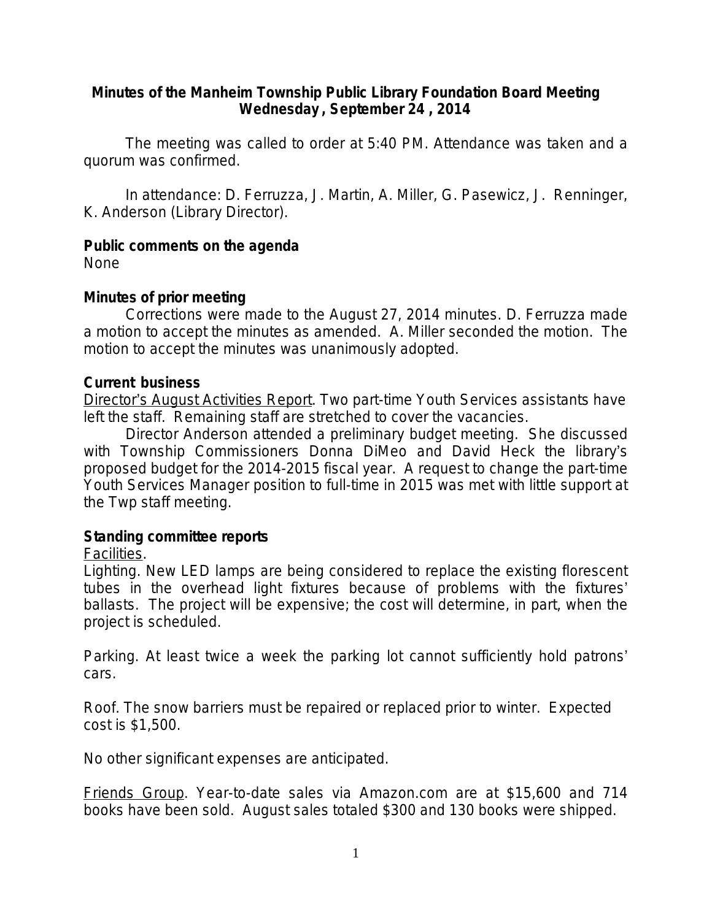# Minutes of the Manheim Township Public Library Foundation Board Meeting
## Wednesday, September 24 , 2014

The meeting was called to order at 5:40 PM. Attendance was taken and a quorum was confirmed.

In attendance: D. Ferruzza, J. Martin, A. Miller, G. Pasewicz, J. Renninger, K. Anderson (Library Director).

**Public comments on the agenda**
None

**Minutes of prior meeting**

Corrections were made to the August 27, 2014 minutes. D. Ferruzza made a motion to accept the minutes as amended. A. Miller seconded the motion. The motion to accept the minutes was unanimously adopted.

**Current business**

Director's August Activities Report. Two part-time Youth Services assistants have left the staff. Remaining staff are stretched to cover the vacancies.

Director Anderson attended a preliminary budget meeting. She discussed with Township Commissioners Donna DiMeo and David Heck the library's proposed budget for the 2014-2015 fiscal year. A request to change the part-time Youth Services Manager position to full-time in 2015 was met with little support at the Twp staff meeting.

**Standing committee reports**

Facilities.

Lighting. New LED lamps are being considered to replace the existing florescent tubes in the overhead light fixtures because of problems with the fixtures' ballasts. The project will be expensive; the cost will determine, in part, when the project is scheduled.

Parking. At least twice a week the parking lot cannot sufficiently hold patrons' cars.

Roof. The snow barriers must be repaired or replaced prior to winter. Expected cost is $1,500.

No other significant expenses are anticipated.

Friends Group. Year-to-date sales via Amazon.com are at $15,600 and 714 books have been sold. August sales totaled $300 and 130 books were shipped.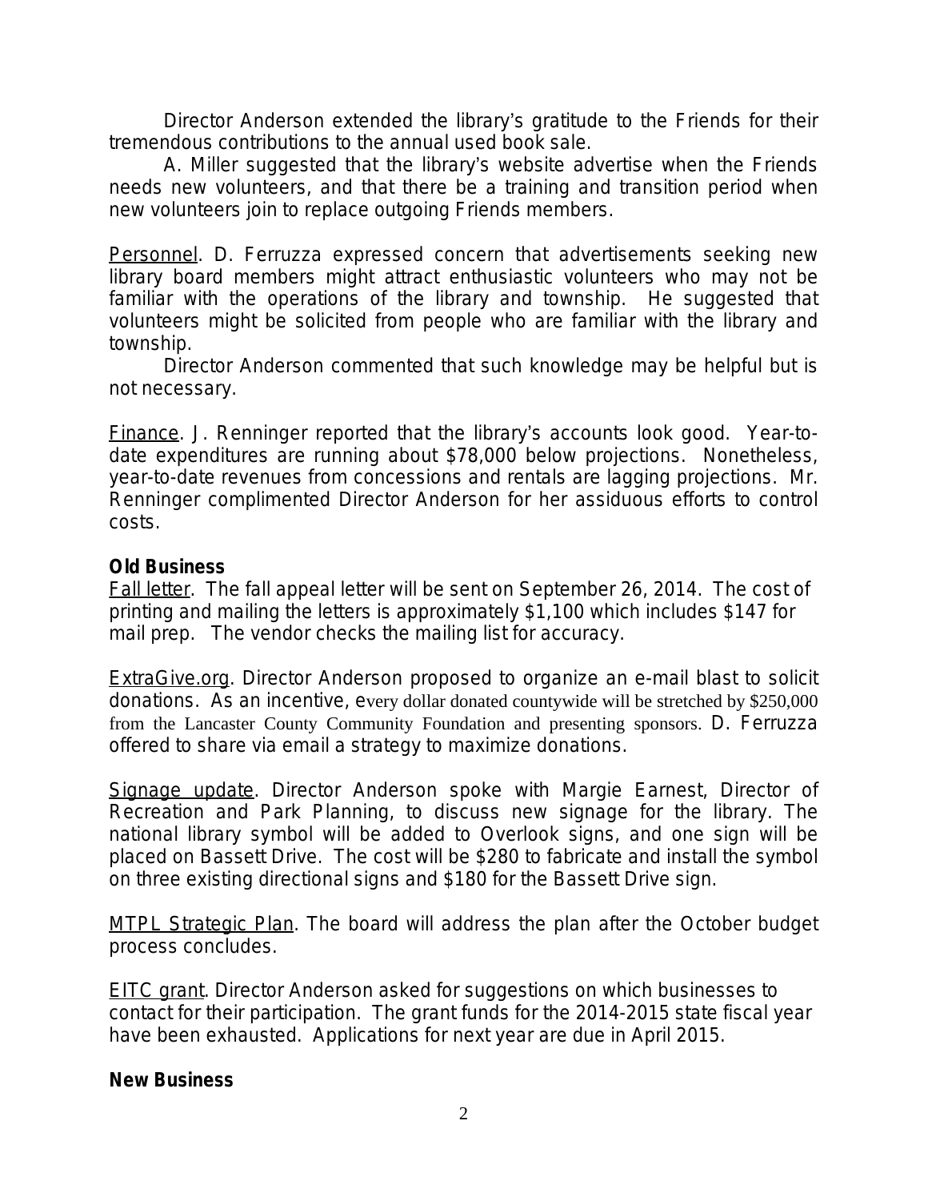Director Anderson extended the library's gratitude to the Friends for their tremendous contributions to the annual used book sale.

A. Miller suggested that the library's website advertise when the Friends needs new volunteers, and that there be a training and transition period when new volunteers join to replace outgoing Friends members.

Personnel. D. Ferruzza expressed concern that advertisements seeking new library board members might attract enthusiastic volunteers who may not be familiar with the operations of the library and township. He suggested that volunteers might be solicited from people who are familiar with the library and township.

Director Anderson commented that such knowledge may be helpful but is not necessary.

Finance. J. Renninger reported that the library's accounts look good. Year-to-date expenditures are running about $78,000 below projections. Nonetheless, year-to-date revenues from concessions and rentals are lagging projections. Mr. Renninger complimented Director Anderson for her assiduous efforts to control costs.

**Old Business**

Fall letter. The fall appeal letter will be sent on September 26, 2014. The cost of printing and mailing the letters is approximately $1,100 which includes $147 for mail prep. The vendor checks the mailing list for accuracy.

ExtraGive.org. Director Anderson proposed to organize an e-mail blast to solicit donations. As an incentive, every dollar donated countywide will be stretched by $250,000 from the Lancaster County Community Foundation and presenting sponsors. D. Ferruzza offered to share via email a strategy to maximize donations.

Signage update. Director Anderson spoke with Margie Earnest, Director of Recreation and Park Planning, to discuss new signage for the library. The national library symbol will be added to Overlook signs, and one sign will be placed on Bassett Drive. The cost will be $280 to fabricate and install the symbol on three existing directional signs and $180 for the Bassett Drive sign.

MTPL Strategic Plan. The board will address the plan after the October budget process concludes.

EITC grant. Director Anderson asked for suggestions on which businesses to contact for their participation. The grant funds for the 2014-2015 state fiscal year have been exhausted. Applications for next year are due in April 2015.

**New Business**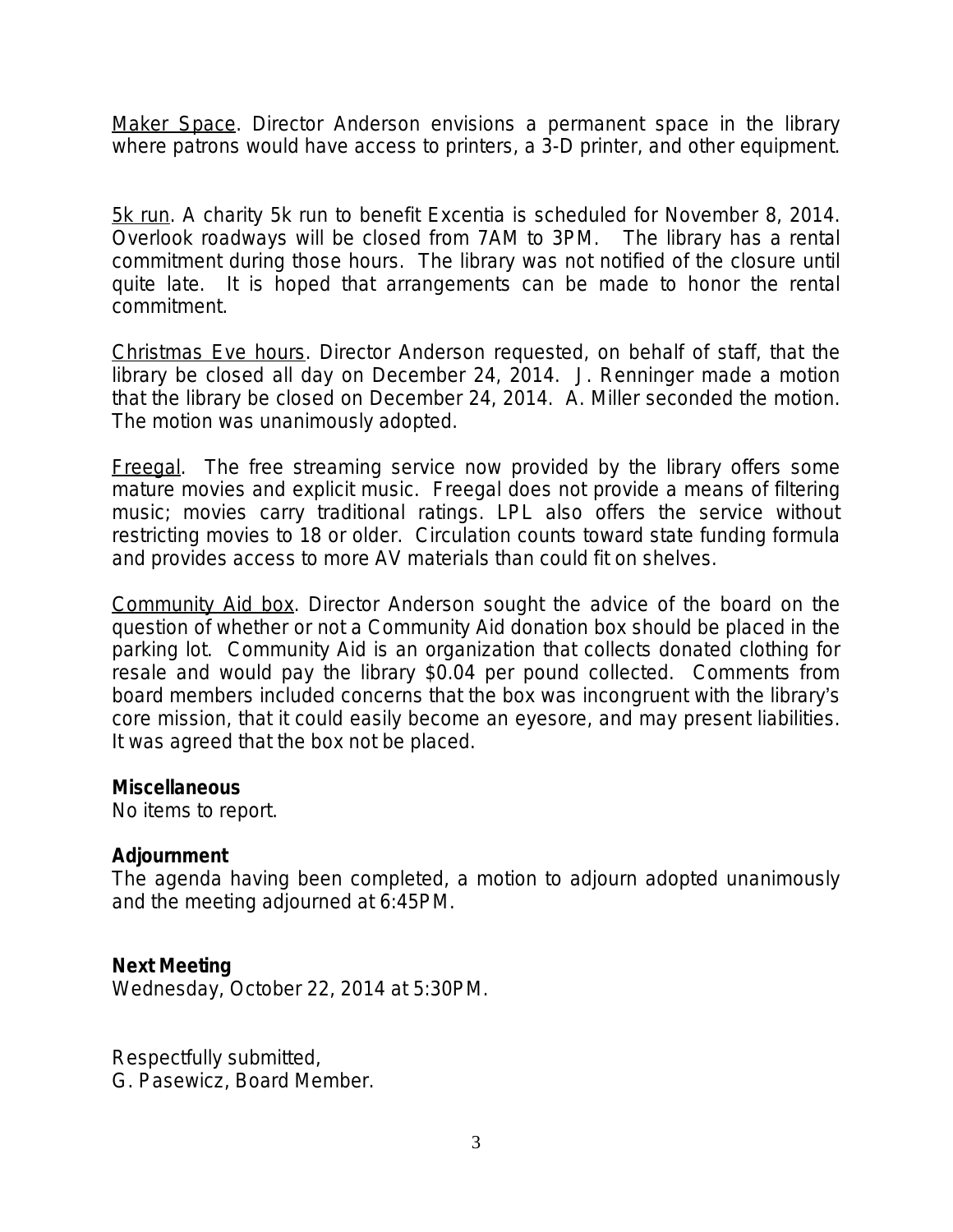Maker Space. Director Anderson envisions a permanent space in the library where patrons would have access to printers, a 3-D printer, and other equipment.

5k run. A charity 5k run to benefit Excentia is scheduled for November 8, 2014. Overlook roadways will be closed from 7AM to 3PM. The library has a rental commitment during those hours. The library was not notified of the closure until quite late. It is hoped that arrangements can be made to honor the rental commitment.

Christmas Eve hours. Director Anderson requested, on behalf of staff, that the library be closed all day on December 24, 2014. J. Renninger made a motion that the library be closed on December 24, 2014. A. Miller seconded the motion. The motion was unanimously adopted.

Freegal. The free streaming service now provided by the library offers some mature movies and explicit music. Freegal does not provide a means of filtering music; movies carry traditional ratings. LPL also offers the service without restricting movies to 18 or older. Circulation counts toward state funding formula and provides access to more AV materials than could fit on shelves.

Community Aid box. Director Anderson sought the advice of the board on the question of whether or not a Community Aid donation box should be placed in the parking lot. Community Aid is an organization that collects donated clothing for resale and would pay the library $0.04 per pound collected. Comments from board members included concerns that the box was incongruent with the library's core mission, that it could easily become an eyesore, and may present liabilities. It was agreed that the box not be placed.

**Miscellaneous**
No items to report.

**Adjournment**
The agenda having been completed, a motion to adjourn adopted unanimously and the meeting adjourned at 6:45PM.

**Next Meeting**
Wednesday, October 22, 2014 at 5:30PM.

Respectfully submitted,
G. Pasewicz, Board Member.